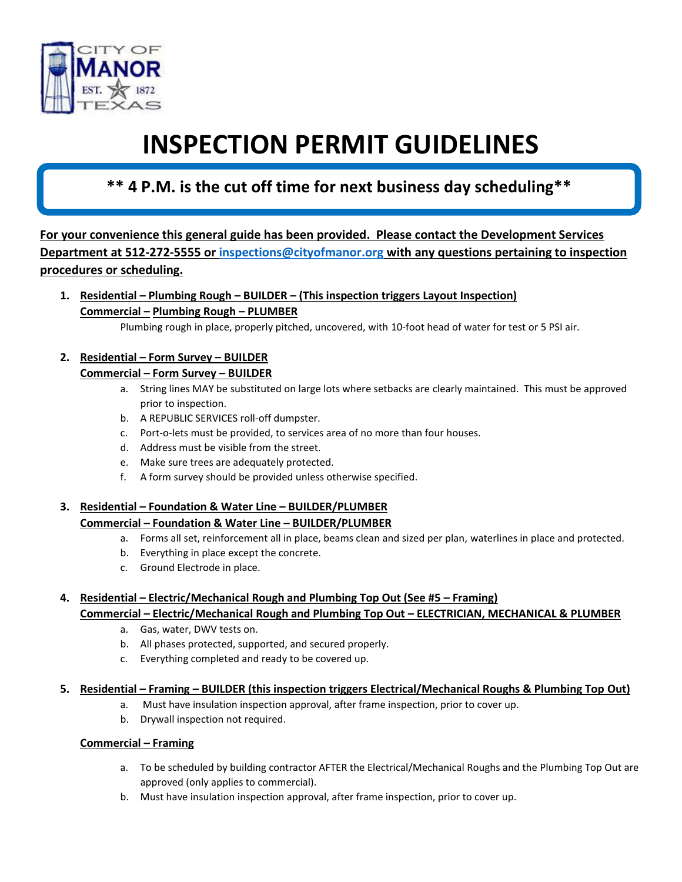CITY OF MANOR EST. 1872 TEXAS

# INSPECTION PERMIT GUIDELINES

**\*\* 4 P.M. is the cut off time for next business day scheduling\*\***

**For your convenience this general guide has been provided. Please contact the Development Services Department at 512-272-5555 or inspections@cityofmanor.org with any questions pertaining to inspection procedures or scheduling.**

1. **Residential – Plumbing Rough – BUILDER – (This inspection triggers Layout Inspection)**
   **Commercial – Plumbing Rough – PLUMBER**
   Plumbing rough in place, properly pitched, uncovered, with 10-foot head of water for test or 5 PSI air.

2. **Residential – Form Survey – BUILDER**
   **Commercial – Form Survey – BUILDER**
   a. String lines MAY be substituted on large lots where setbacks are clearly maintained. This must be approved prior to inspection.
   b. A REPUBLIC SERVICES roll-off dumpster.
   c. Port-o-lets must be provided, to services area of no more than four houses.
   d. Address must be visible from the street.
   e. Make sure trees are adequately protected.
   f. A form survey should be provided unless otherwise specified.

3. **Residential – Foundation & Water Line – BUILDER/PLUMBER**
   **Commercial – Foundation & Water Line – BUILDER/PLUMBER**
   a. Forms all set, reinforcement all in place, beams clean and sized per plan, waterlines in place and protected.
   b. Everything in place except the concrete.
   c. Ground Electrode in place.

4. **Residential – Electric/Mechanical Rough and Plumbing Top Out (See #5 – Framing)**
   **Commercial – Electric/Mechanical Rough and Plumbing Top Out – ELECTRICIAN, MECHANICAL & PLUMBER**
   a. Gas, water, DWV tests on.
   b. All phases protected, supported, and secured properly.
   c. Everything completed and ready to be covered up.

5. **Residential – Framing – BUILDER (this inspection triggers Electrical/Mechanical Roughs & Plumbing Top Out)**
   a. Must have insulation inspection approval, after frame inspection, prior to cover up.
   b. Drywall inspection not required.

   **Commercial – Framing**

   a. To be scheduled by building contractor AFTER the Electrical/Mechanical Roughs and the Plumbing Top Out are approved (only applies to commercial).
   b. Must have insulation inspection approval, after frame inspection, prior to cover up.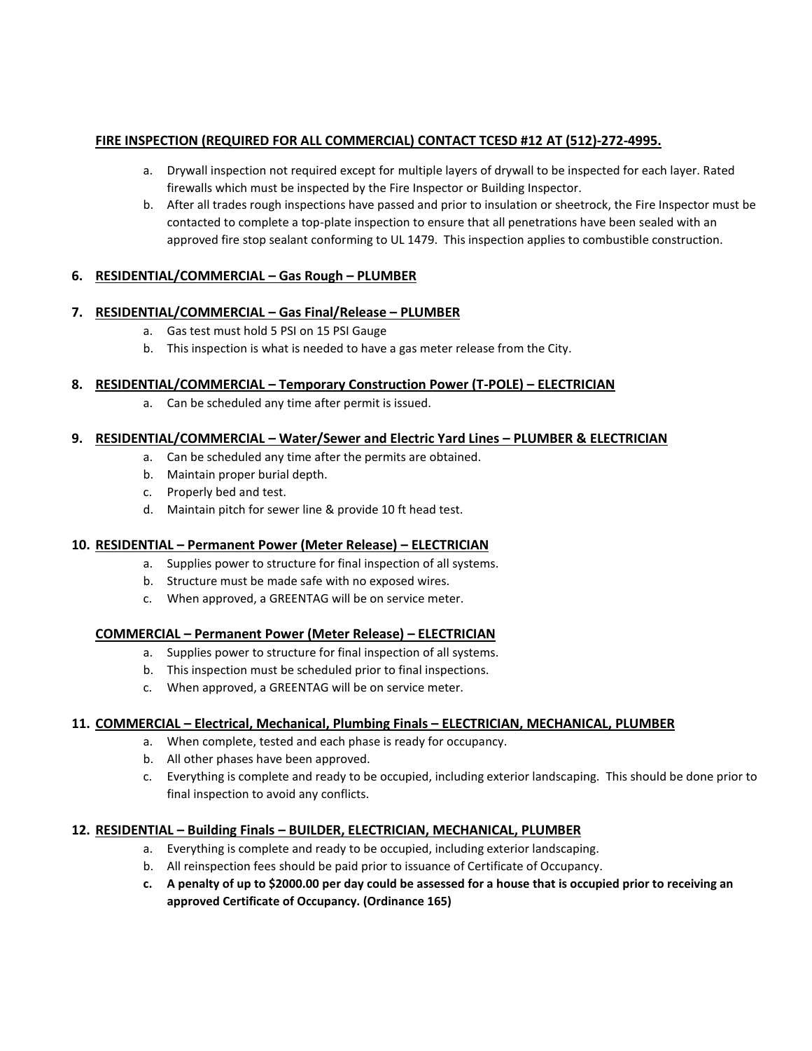**FIRE INSPECTION (REQUIRED FOR ALL COMMERCIAL) CONTACT TCESD #12 AT (512)-272-4995.**

a. Drywall inspection not required except for multiple layers of drywall to be inspected for each layer. Rated firewalls which must be inspected by the Fire Inspector or Building Inspector.
b. After all trades rough inspections have passed and prior to insulation or sheetrock, the Fire Inspector must be contacted to complete a top-plate inspection to ensure that all penetrations have been sealed with an approved fire stop sealant conforming to UL 1479. This inspection applies to combustible construction.

**6. RESIDENTIAL/COMMERCIAL – Gas Rough – PLUMBER**

**7. RESIDENTIAL/COMMERCIAL – Gas Final/Release – PLUMBER**

a. Gas test must hold 5 PSI on 15 PSI Gauge
b. This inspection is what is needed to have a gas meter release from the City.

**8. RESIDENTIAL/COMMERCIAL – Temporary Construction Power (T-POLE) – ELECTRICIAN**

a. Can be scheduled any time after permit is issued.

**9. RESIDENTIAL/COMMERCIAL – Water/Sewer and Electric Yard Lines – PLUMBER & ELECTRICIAN**

a. Can be scheduled any time after the permits are obtained.
b. Maintain proper burial depth.
c. Properly bed and test.
d. Maintain pitch for sewer line & provide 10 ft head test.

**10. RESIDENTIAL – Permanent Power (Meter Release) – ELECTRICIAN**

a. Supplies power to structure for final inspection of all systems.
b. Structure must be made safe with no exposed wires.
c. When approved, a GREENTAG will be on service meter.

**COMMERCIAL – Permanent Power (Meter Release) – ELECTRICIAN**

a. Supplies power to structure for final inspection of all systems.
b. This inspection must be scheduled prior to final inspections.
c. When approved, a GREENTAG will be on service meter.

**11. COMMERCIAL – Electrical, Mechanical, Plumbing Finals – ELECTRICIAN, MECHANICAL, PLUMBER**

a. When complete, tested and each phase is ready for occupancy.
b. All other phases have been approved.
c. Everything is complete and ready to be occupied, including exterior landscaping. This should be done prior to final inspection to avoid any conflicts.

**12. RESIDENTIAL – Building Finals – BUILDER, ELECTRICIAN, MECHANICAL, PLUMBER**

a. Everything is complete and ready to be occupied, including exterior landscaping.
b. All reinspection fees should be paid prior to issuance of Certificate of Occupancy.
c. **A penalty of up to $2000.00 per day could be assessed for a house that is occupied prior to receiving an approved Certificate of Occupancy. (Ordinance 165)**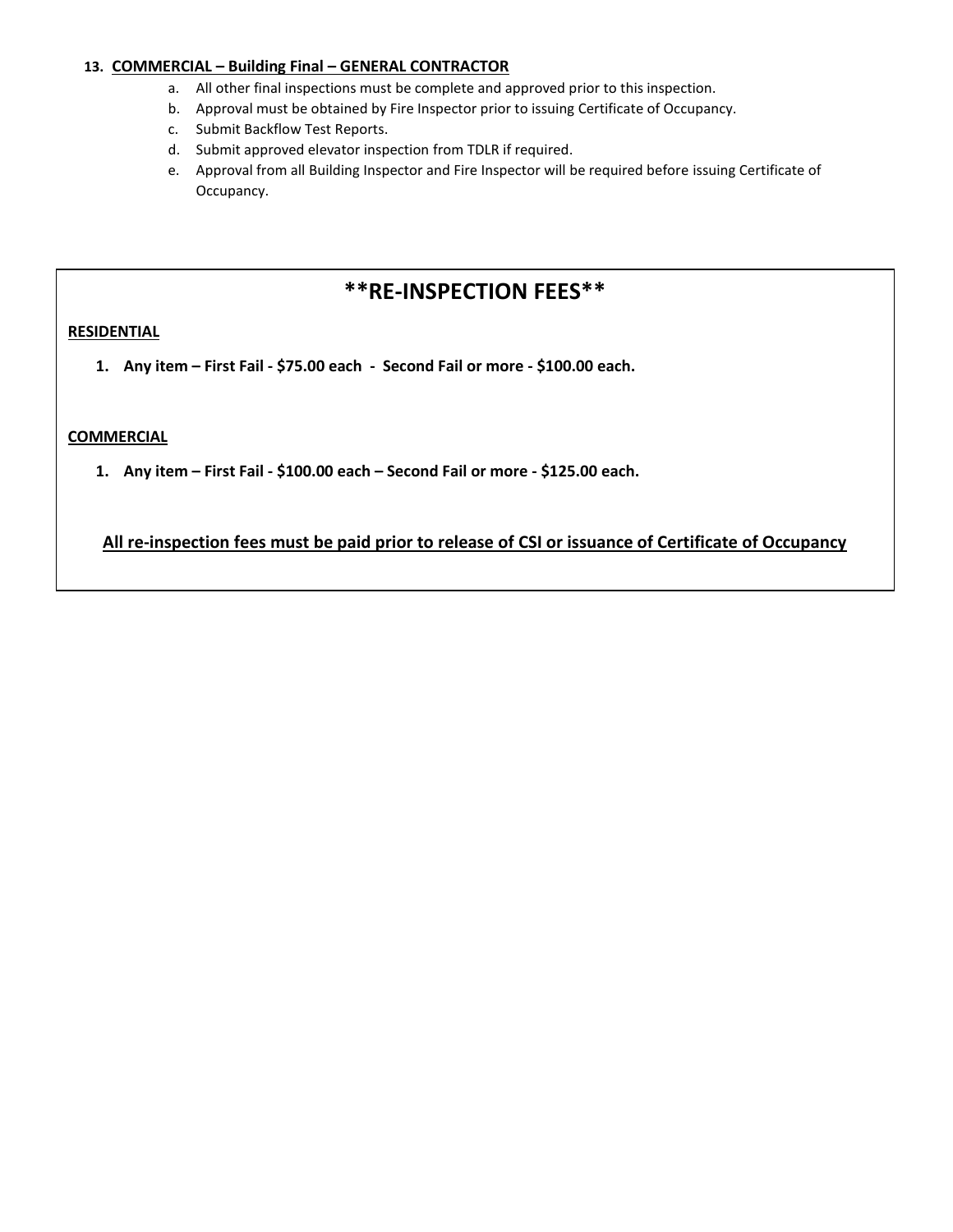13. **COMMERCIAL – Building Final – GENERAL CONTRACTOR**
    a. All other final inspections must be complete and approved prior to this inspection.
    b. Approval must be obtained by Fire Inspector prior to issuing Certificate of Occupancy.
    c. Submit Backflow Test Reports.
    d. Submit approved elevator inspection from TDLR if required.
    e. Approval from all Building Inspector and Fire Inspector will be required before issuing Certificate of Occupancy.

# **RE-INSPECTION FEES**

**RESIDENTIAL**

1. **Any item – First Fail - $75.00 each - Second Fail or more - $100.00 each.**

**COMMERCIAL**

1. **Any item – First Fail - $100.00 each – Second Fail or more - $125.00 each.**

**All re-inspection fees must be paid prior to release of CSI or issuance of Certificate of Occupancy**